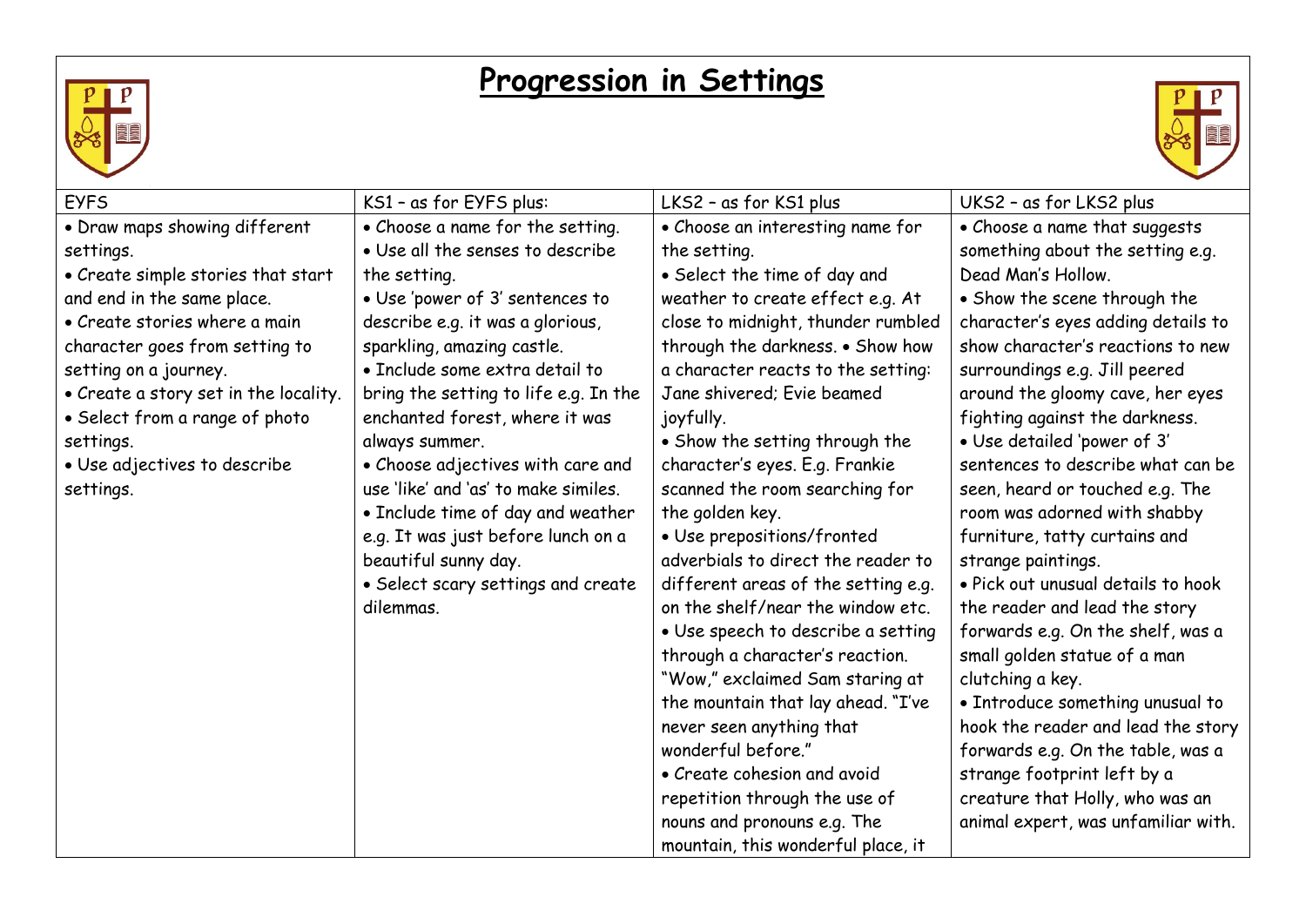# Progression in Settings

| EYFS | KS1 – as for EYFS plus: | LKS2 – as for KS1 plus | UKS2 – as for LKS2 plus |
|---|---|---|---|
| • Draw maps showing different settings.<br>• Create simple stories that start and end in the same place.<br>• Create stories where a main character goes from setting to setting on a journey.<br>• Create a story set in the locality.<br>• Select from a range of photo settings.<br>• Use adjectives to describe settings. | • Choose a name for the setting.<br>• Use all the senses to describe the setting.<br>• Use 'power of 3' sentences to describe e.g. it was a glorious, sparkling, amazing castle.<br>• Include some extra detail to bring the setting to life e.g. In the enchanted forest, where it was always summer.<br>• Choose adjectives with care and use 'like' and 'as' to make similes.<br>• Include time of day and weather e.g. It was just before lunch on a beautiful sunny day.<br>• Select scary settings and create dilemmas. | • Choose an interesting name for the setting.<br>• Select the time of day and weather to create effect e.g. At close to midnight, thunder rumbled through the darkness. • Show how a character reacts to the setting: Jane shivered; Evie beamed joyfully.<br>• Show the setting through the character's eyes. E.g. Frankie scanned the room searching for the golden key.<br>• Use prepositions/fronted adverbials to direct the reader to different areas of the setting e.g. on the shelf/near the window etc.<br>• Use speech to describe a setting through a character's reaction. "Wow," exclaimed Sam staring at the mountain that lay ahead. "I've never seen anything that wonderful before."<br>• Create cohesion and avoid repetition through the use of nouns and pronouns e.g. The mountain, this wonderful place, it | • Choose a name that suggests something about the setting e.g. Dead Man's Hollow.<br>• Show the scene through the character's eyes adding details to show character's reactions to new surroundings e.g. Jill peered around the gloomy cave, her eyes fighting against the darkness.<br>• Use detailed 'power of 3' sentences to describe what can be seen, heard or touched e.g. The room was adorned with shabby furniture, tatty curtains and strange paintings.<br>• Pick out unusual details to hook the reader and lead the story forwards e.g. On the shelf, was a small golden statue of a man clutching a key.<br>• Introduce something unusual to hook the reader and lead the story forwards e.g. On the table, was a strange footprint left by a creature that Holly, who was an animal expert, was unfamiliar with. |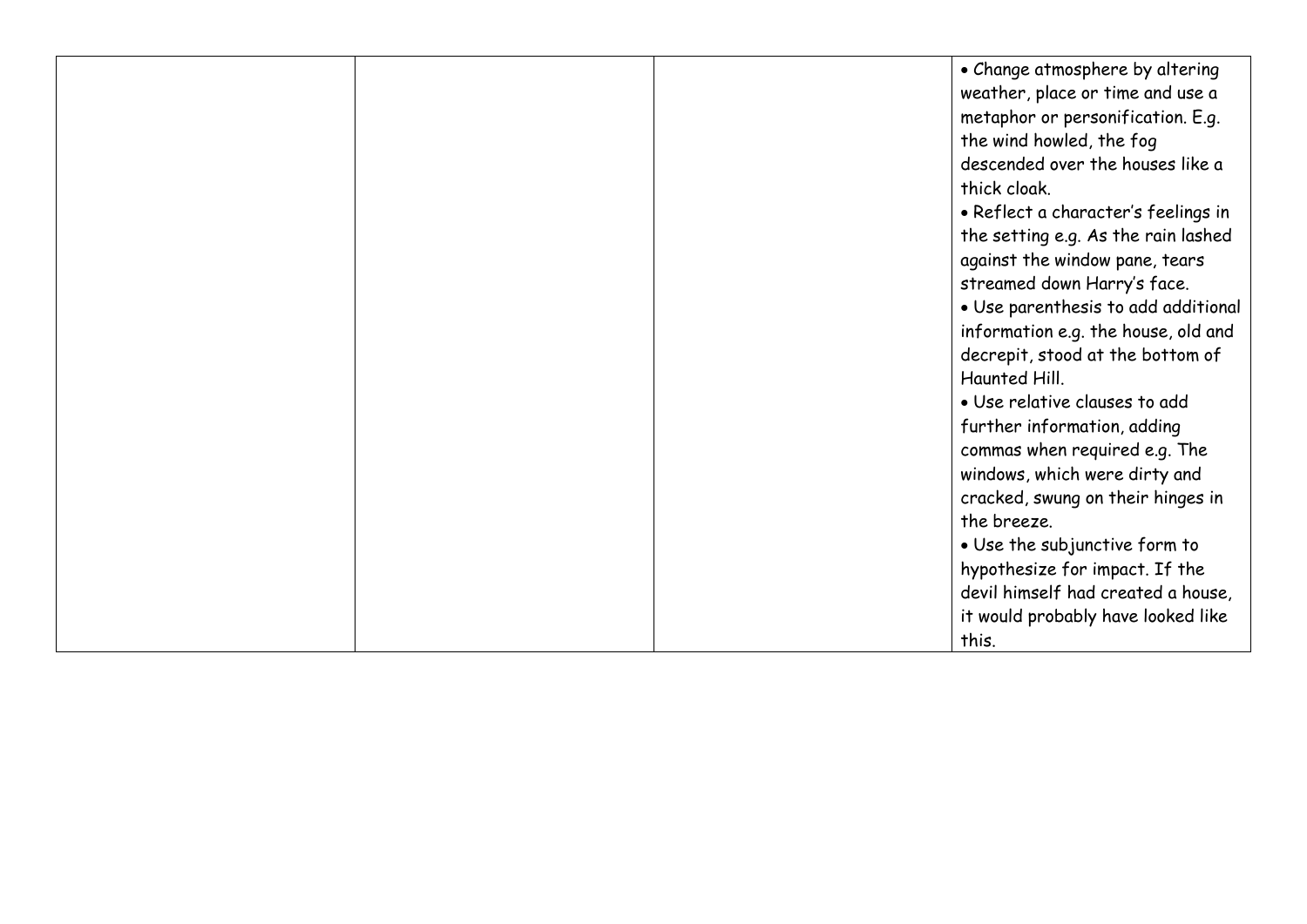| | | | |
|---|---|---|---|
| | | | • Change atmosphere by altering weather, place or time and use a metaphor or personification. E.g. the wind howled, the fog descended over the houses like a thick cloak.<br>• Reflect a character's feelings in the setting e.g. As the rain lashed against the window pane, tears streamed down Harry's face.<br>• Use parenthesis to add additional information e.g. the house, old and decrepit, stood at the bottom of Haunted Hill.<br>• Use relative clauses to add further information, adding commas when required e.g. The windows, which were dirty and cracked, swung on their hinges in the breeze.<br>• Use the subjunctive form to hypothesize for impact. If the devil himself had created a house, it would probably have looked like this. |